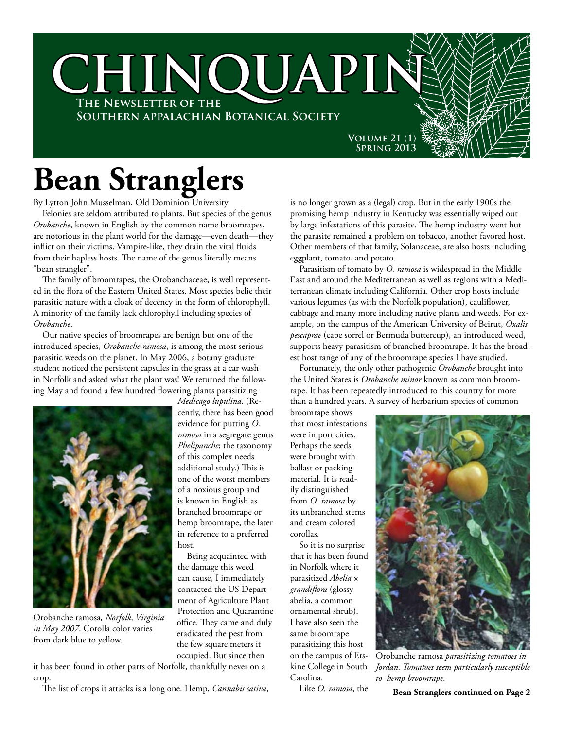# CHINQUAPIN

**The Newsletter of the Southern Appalachian Botanical Society**

**Volume 21 (1)**
**Spring 2013**

# Bean Stranglers

By Lytton John Musselman, Old Dominion University

Felonies are seldom attributed to plants. But species of the genus *Orobanche*, known in English by the common name broomrapes, are notorious in the plant world for the damage—even death—they inflict on their victims. Vampire-like, they drain the vital fluids from their hapless hosts. The name of the genus literally means "bean strangler".

The family of broomrapes, the Orobanchaceae, is well represented in the flora of the Eastern United States. Most species belie their parasitic nature with a cloak of decency in the form of chlorophyll. A minority of the family lack chlorophyll including species of *Orobanche*.

Our native species of broomrapes are benign but one of the introduced species, *Orobanche ramosa*, is among the most serious parasitic weeds on the planet. In May 2006, a botany graduate student noticed the persistent capsules in the grass at a car wash in Norfolk and asked what the plant was! We returned the following May and found a few hundred flowering plants parasitizing *Medicago lupulina*. (Recently, there has been good evidence for putting *O. ramosa* in a segregate genus *Phelipanche*; the taxonomy of this complex needs additional study.) This is one of the worst members of a noxious group and is known in English as branched broomrape or hemp broomrape, the later in reference to a preferred host.

Orobanche ramosa*, Norfolk, Virginia in May 2007*. Corolla color varies from dark blue to yellow.

Being acquainted with the damage this weed can cause, I immediately contacted the US Department of Agriculture Plant Protection and Quarantine office. They came and duly eradicated the pest from the few square meters it occupied. But since then it has been found in other parts of Norfolk, thankfully never on a crop.

The list of crops it attacks is a long one. Hemp, *Cannabis sativa*, is no longer grown as a (legal) crop. But in the early 1900s the promising hemp industry in Kentucky was essentially wiped out by large infestations of this parasite. The hemp industry went but the parasite remained a problem on tobacco, another favored host. Other members of that family, Solanaceae, are also hosts including eggplant, tomato, and potato.

Parasitism of tomato by *O. ramosa* is widespread in the Middle East and around the Mediterranean as well as regions with a Mediterranean climate including California. Other crop hosts include various legumes (as with the Norfolk population), cauliflower, cabbage and many more including native plants and weeds. For example, on the campus of the American University of Beirut, *Oxalis pescaprae* (cape sorrel or Bermuda buttercup), an introduced weed, supports heavy parasitism of branched broomrape. It has the broadest host range of any of the broomrape species I have studied.

Fortunately, the only other pathogenic *Orobanche* brought into the United States is *Orobanche minor* known as common broomrape. It has been repeatedly introduced to this country for more than a hundred years. A survey of herbarium species of common broomrape shows that most infestations were in port cities. Perhaps the seeds were brought with ballast or packing material. It is readily distinguished from *O. ramosa* by its unbranched stems and cream colored corollas.

So it is no surprise that it has been found in Norfolk where it parasitized *Abelia* × *grandiflora* (glossy abelia, a common ornamental shrub). I have also seen the same broomrape parasitizing this host on the campus of Erskine College in South Carolina.

Orobanche ramosa *parasitizing tomatoes in Jordan. Tomatoes seem particularly susceptible to hemp broomrape.*

Like *O. ramosa*, the

**Bean Stranglers continued on Page 2**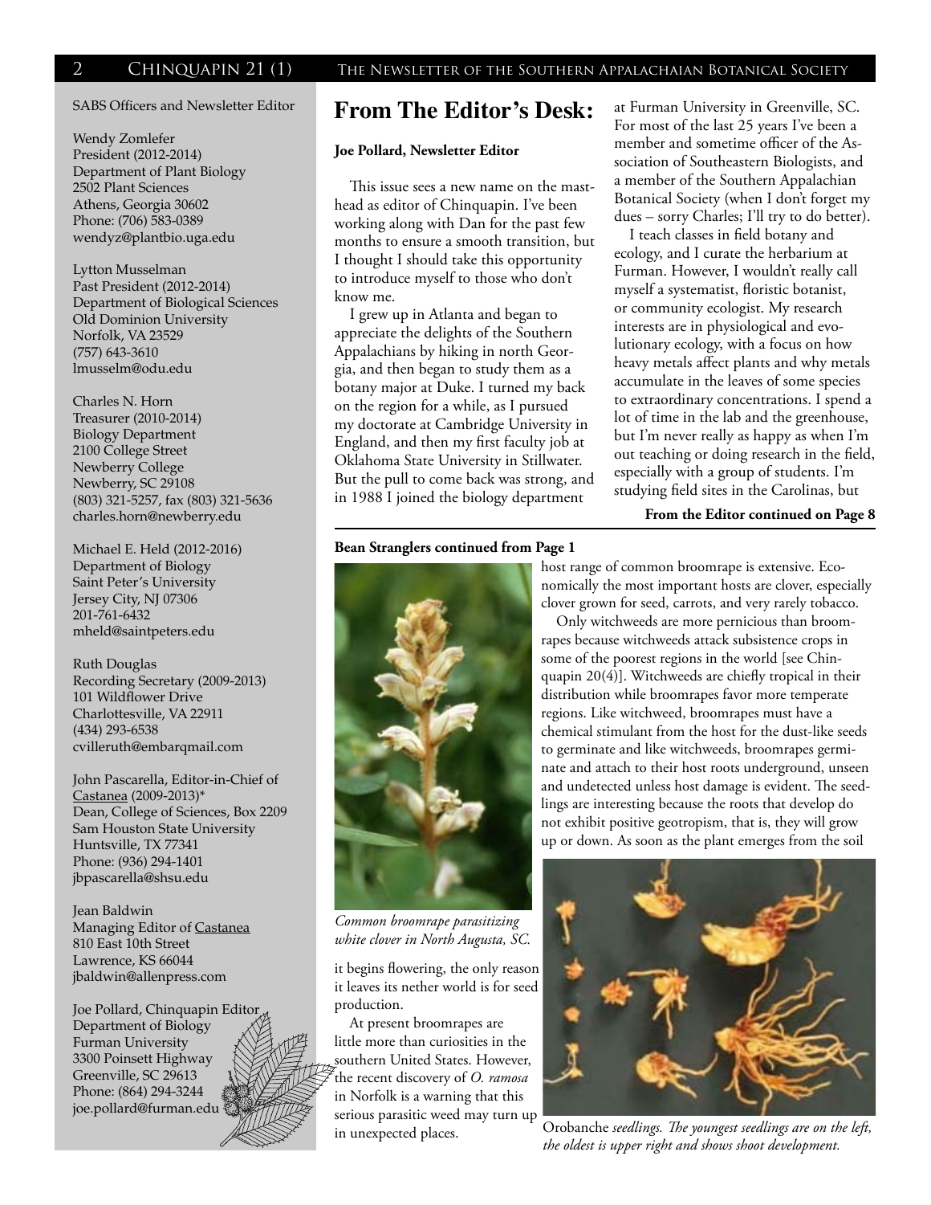SABS Officers and Newsletter Editor

Wendy Zomlefer
President (2012-2014)
Department of Plant Biology
2502 Plant Sciences
Athens, Georgia 30602
Phone: (706) 583-0389
wendyz@plantbio.uga.edu

Lytton Musselman
Past President (2012-2014)
Department of Biological Sciences
Old Dominion University
Norfolk, VA 23529
(757) 643-3610
lmusselm@odu.edu

Charles N. Horn
Treasurer (2010-2014)
Biology Department
2100 College Street
Newberry College
Newberry, SC 29108
(803) 321-5257, fax (803) 321-5636
charles.horn@newberry.edu

Michael E. Held (2012-2016)
Department of Biology
Saint Peter's University
Jersey City, NJ 07306
201-761-6432
mheld@saintpeters.edu

Ruth Douglas
Recording Secretary (2009-2013)
101 Wildflower Drive
Charlottesville, VA 22911
(434) 293-6538
cvilleruth@embarqmail.com

John Pascarella, Editor-in-Chief of Castanea (2009-2013)*
Dean, College of Sciences, Box 2209
Sam Houston State University
Huntsville, TX 77341
Phone: (936) 294-1401
jbpascarella@shsu.edu

Jean Baldwin
Managing Editor of Castanea
810 East 10th Street
Lawrence, KS 66044
jbaldwin@allenpress.com

Joe Pollard, Chinquapin Editor
Department of Biology
Furman University
3300 Poinsett Highway
Greenville, SC 29613
Phone: (864) 294-3244
joe.pollard@furman.edu

# From The Editor's Desk:

**Joe Pollard, Newsletter Editor**

This issue sees a new name on the masthead as editor of Chinquapin. I've been working along with Dan for the past few months to ensure a smooth transition, but I thought I should take this opportunity to introduce myself to those who don't know me.

I grew up in Atlanta and began to appreciate the delights of the Southern Appalachians by hiking in north Georgia, and then began to study them as a botany major at Duke. I turned my back on the region for a while, as I pursued my doctorate at Cambridge University in England, and then my first faculty job at Oklahoma State University in Stillwater. But the pull to come back was strong, and in 1988 I joined the biology department at Furman University in Greenville, SC. For most of the last 25 years I've been a member and sometime officer of the Association of Southeastern Biologists, and a member of the Southern Appalachian Botanical Society (when I don't forget my dues – sorry Charles; I'll try to do better).

I teach classes in field botany and ecology, and I curate the herbarium at Furman. However, I wouldn't really call myself a systematist, floristic botanist, or community ecologist. My research interests are in physiological and evolutionary ecology, with a focus on how heavy metals affect plants and why metals accumulate in the leaves of some species to extraordinary concentrations. I spend a lot of time in the lab and the greenhouse, but I'm never really as happy as when I'm out teaching or doing research in the field, especially with a group of students. I'm studying field sites in the Carolinas, but

**From the Editor continued on Page 8**

**Bean Stranglers continued from Page 1**

*Common broomrape parasitizing white clover in North Augusta, SC.*

it begins flowering, the only reason it leaves its nether world is for seed production.

At present broomrapes are little more than curiosities in the southern United States. However, the recent discovery of *O. ramosa* in Norfolk is a warning that this serious parasitic weed may turn up in unexpected places.

host range of common broomrape is extensive. Economically the most important hosts are clover, especially clover grown for seed, carrots, and very rarely tobacco.

Only witchweeds are more pernicious than broomrapes because witchweeds attack subsistence crops in some of the poorest regions in the world [see Chinquapin 20(4)]. Witchweeds are chiefly tropical in their distribution while broomrapes favor more temperate regions. Like witchweed, broomrapes must have a chemical stimulant from the host for the dust-like seeds to germinate and like witchweeds, broomrapes germinate and attach to their host roots underground, unseen and undetected unless host damage is evident. The seedlings are interesting because the roots that develop do not exhibit positive geotropism, that is, they will grow up or down. As soon as the plant emerges from the soil

Orobanche *seedlings. The youngest seedlings are on the left, the oldest is upper right and shows shoot development.*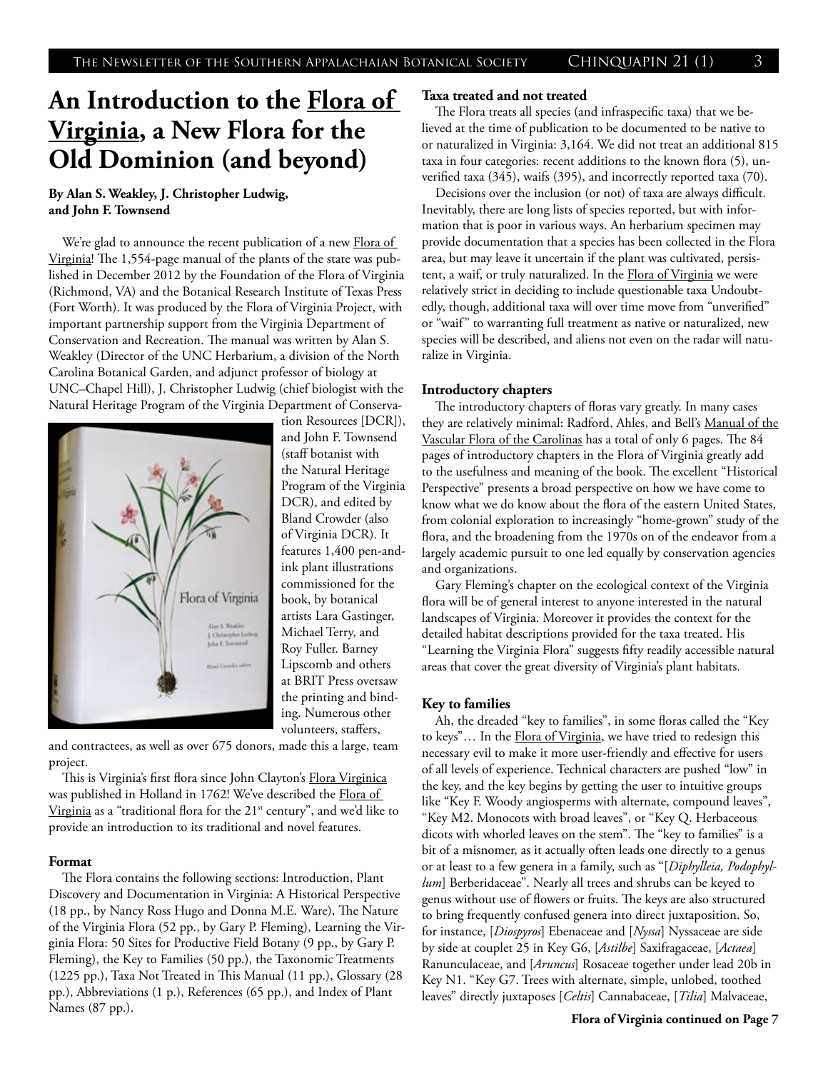# An Introduction to the Flora of Virginia, a New Flora for the Old Dominion (and beyond)

**By Alan S. Weakley, J. Christopher Ludwig, and John F. Townsend**

We're glad to announce the recent publication of a new Flora of Virginia! The 1,554-page manual of the plants of the state was published in December 2012 by the Foundation of the Flora of Virginia (Richmond, VA) and the Botanical Research Institute of Texas Press (Fort Worth). It was produced by the Flora of Virginia Project, with important partnership support from the Virginia Department of Conservation and Recreation. The manual was written by Alan S. Weakley (Director of the UNC Herbarium, a division of the North Carolina Botanical Garden, and adjunct professor of biology at UNC–Chapel Hill), J. Christopher Ludwig (chief biologist with the Natural Heritage Program of the Virginia Department of Conservation Resources [DCR]), and John F. Townsend (staff botanist with the Natural Heritage Program of the Virginia DCR), and edited by Bland Crowder (also of Virginia DCR). It features 1,400 pen-and-ink plant illustrations commissioned for the book, by botanical artists Lara Gastinger, Michael Terry, and Roy Fuller. Barney Lipscomb and others at BRIT Press oversaw the printing and binding. Numerous other volunteers, staffers, and contractees, as well as over 675 donors, made this a large, team project.

This is Virginia's first flora since John Clayton's Flora Virginica was published in Holland in 1762! We've described the Flora of Virginia as a "traditional flora for the 21st century", and we'd like to provide an introduction to its traditional and novel features.

### Format

The Flora contains the following sections: Introduction, Plant Discovery and Documentation in Virginia: A Historical Perspective (18 pp., by Nancy Ross Hugo and Donna M.E. Ware), The Nature of the Virginia Flora (52 pp., by Gary P. Fleming), Learning the Virginia Flora: 50 Sites for Productive Field Botany (9 pp., by Gary P. Fleming), the Key to Families (50 pp.), the Taxonomic Treatments (1225 pp.), Taxa Not Treated in This Manual (11 pp.), Glossary (28 pp.), Abbreviations (1 p.), References (65 pp.), and Index of Plant Names (87 pp.).

### Taxa treated and not treated

The Flora treats all species (and infraspecific taxa) that we believed at the time of publication to be documented to be native to or naturalized in Virginia: 3,164. We did not treat an additional 815 taxa in four categories: recent additions to the known flora (5), unverified taxa (345), waifs (395), and incorrectly reported taxa (70).

Decisions over the inclusion (or not) of taxa are always difficult. Inevitably, there are long lists of species reported, but with information that is poor in various ways. An herbarium specimen may provide documentation that a species has been collected in the Flora area, but may leave it uncertain if the plant was cultivated, persistent, a waif, or truly naturalized. In the Flora of Virginia we were relatively strict in deciding to include questionable taxa Undoubtedly, though, additional taxa will over time move from "unverified" or "waif" to warranting full treatment as native or naturalized, new species will be described, and aliens not even on the radar will naturalize in Virginia.

### Introductory chapters

The introductory chapters of floras vary greatly. In many cases they are relatively minimal: Radford, Ahles, and Bell's Manual of the Vascular Flora of the Carolinas has a total of only 6 pages. The 84 pages of introductory chapters in the Flora of Virginia greatly add to the usefulness and meaning of the book. The excellent "Historical Perspective" presents a broad perspective on how we have come to know what we do know about the flora of the eastern United States, from colonial exploration to increasingly "home-grown" study of the flora, and the broadening from the 1970s on of the endeavor from a largely academic pursuit to one led equally by conservation agencies and organizations.

Gary Fleming's chapter on the ecological context of the Virginia flora will be of general interest to anyone interested in the natural landscapes of Virginia. Moreover it provides the context for the detailed habitat descriptions provided for the taxa treated. His "Learning the Virginia Flora" suggests fifty readily accessible natural areas that cover the great diversity of Virginia's plant habitats.

### Key to families

Ah, the dreaded "key to families", in some floras called the "Key to keys"… In the Flora of Virginia, we have tried to redesign this necessary evil to make it more user-friendly and effective for users of all levels of experience. Technical characters are pushed "low" in the key, and the key begins by getting the user to intuitive groups like "Key F. Woody angiosperms with alternate, compound leaves", "Key M2. Monocots with broad leaves", or "Key Q. Herbaceous dicots with whorled leaves on the stem". The "key to families" is a bit of a misnomer, as it actually often leads one directly to a genus or at least to a few genera in a family, such as "[*Diphylleia, Podophyllum*] Berberidaceae". Nearly all trees and shrubs can be keyed to genus without use of flowers or fruits. The keys are also structured to bring frequently confused genera into direct juxtaposition. So, for instance, [*Diospyros*] Ebenaceae and [*Nyssa*] Nyssaceae are side by side at couplet 25 in Key G6, [*Astilbe*] Saxifragaceae, [*Actaea*] Ranunculaceae, and [*Aruncus*] Rosaceae together under lead 20b in Key N1. "Key G7. Trees with alternate, simple, unlobed, toothed leaves" directly juxtaposes [*Celtis*] Cannabaceae, [*Tilia*] Malvaceae,

**Flora of Virginia continued on Page 7**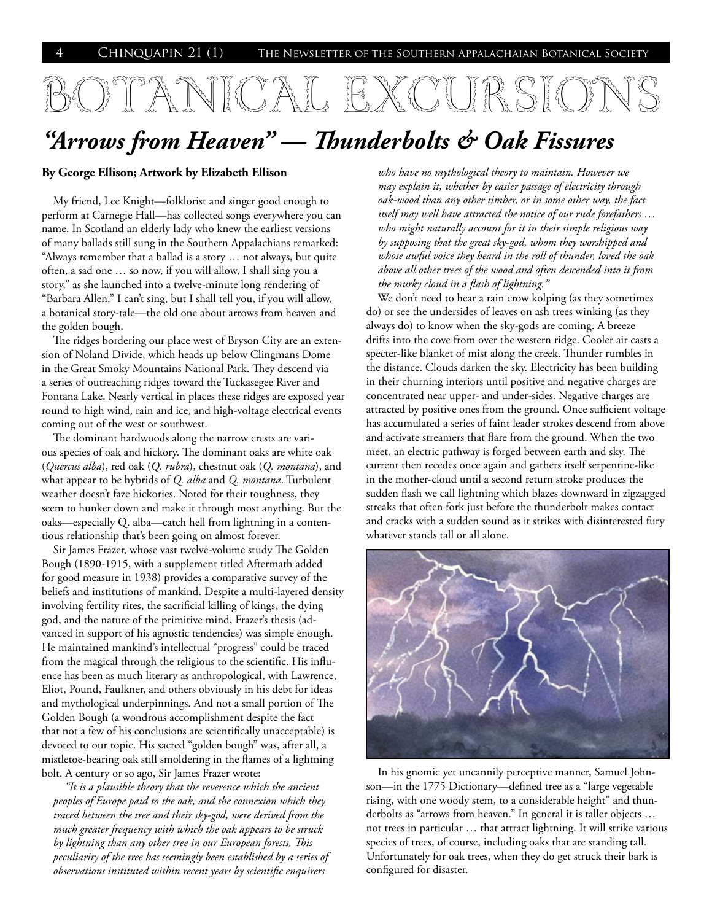# BOTANICAL EXCURSIONS

## *"Arrows from Heaven" — Thunderbolts & Oak Fissures*

**By George Ellison; Artwork by Elizabeth Ellison**

My friend, Lee Knight—folklorist and singer good enough to perform at Carnegie Hall—has collected songs everywhere you can name. In Scotland an elderly lady who knew the earliest versions of many ballads still sung in the Southern Appalachians remarked: "Always remember that a ballad is a story … not always, but quite often, a sad one … so now, if you will allow, I shall sing you a story," as she launched into a twelve-minute long rendering of "Barbara Allen." I can't sing, but I shall tell you, if you will allow, a botanical story-tale—the old one about arrows from heaven and the golden bough.

The ridges bordering our place west of Bryson City are an extension of Noland Divide, which heads up below Clingmans Dome in the Great Smoky Mountains National Park. They descend via a series of outreaching ridges toward the Tuckasegee River and Fontana Lake. Nearly vertical in places these ridges are exposed year round to high wind, rain and ice, and high-voltage electrical events coming out of the west or southwest.

The dominant hardwoods along the narrow crests are various species of oak and hickory. The dominant oaks are white oak (*Quercus alba*), red oak (*Q. rubra*), chestnut oak (*Q. montana*), and what appear to be hybrids of *Q. alba* and *Q. montana*. Turbulent weather doesn't faze hickories. Noted for their toughness, they seem to hunker down and make it through most anything. But the oaks—especially Q. alba—catch hell from lightning in a contentious relationship that's been going on almost forever.

Sir James Frazer, whose vast twelve-volume study The Golden Bough (1890-1915, with a supplement titled Aftermath added for good measure in 1938) provides a comparative survey of the beliefs and institutions of mankind. Despite a multi-layered density involving fertility rites, the sacrificial killing of kings, the dying god, and the nature of the primitive mind, Frazer's thesis (advanced in support of his agnostic tendencies) was simple enough. He maintained mankind's intellectual "progress" could be traced from the magical through the religious to the scientific. His influence has been as much literary as anthropological, with Lawrence, Eliot, Pound, Faulkner, and others obviously in his debt for ideas and mythological underpinnings. And not a small portion of The Golden Bough (a wondrous accomplishment despite the fact that not a few of his conclusions are scientifically unacceptable) is devoted to our topic. His sacred "golden bough" was, after all, a mistletoe-bearing oak still smoldering in the flames of a lightning bolt. A century or so ago, Sir James Frazer wrote:

*"It is a plausible theory that the reverence which the ancient peoples of Europe paid to the oak, and the connexion which they traced between the tree and their sky-god, were derived from the much greater frequency with which the oak appears to be struck by lightning than any other tree in our European forests, This peculiarity of the tree has seemingly been established by a series of observations instituted within recent years by scientific enquirers who have no mythological theory to maintain. However we may explain it, whether by easier passage of electricity through oak-wood than any other timber, or in some other way, the fact itself may well have attracted the notice of our rude forefathers … who might naturally account for it in their simple religious way by supposing that the great sky-god, whom they worshipped and whose awful voice they heard in the roll of thunder, loved the oak above all other trees of the wood and often descended into it from the murky cloud in a flash of lightning."*

We don't need to hear a rain crow kolping (as they sometimes do) or see the undersides of leaves on ash trees winking (as they always do) to know when the sky-gods are coming. A breeze drifts into the cove from over the western ridge. Cooler air casts a specter-like blanket of mist along the creek. Thunder rumbles in the distance. Clouds darken the sky. Electricity has been building in their churning interiors until positive and negative charges are concentrated near upper- and under-sides. Negative charges are attracted by positive ones from the ground. Once sufficient voltage has accumulated a series of faint leader strokes descend from above and activate streamers that flare from the ground. When the two meet, an electric pathway is forged between earth and sky. The current then recedes once again and gathers itself serpentine-like in the mother-cloud until a second return stroke produces the sudden flash we call lightning which blazes downward in zigzagged streaks that often fork just before the thunderbolt makes contact and cracks with a sudden sound as it strikes with disinterested fury whatever stands tall or all alone.

In his gnomic yet uncannily perceptive manner, Samuel Johnson—in the 1775 Dictionary—defined tree as a "large vegetable rising, with one woody stem, to a considerable height" and thunderbolts as "arrows from heaven." In general it is taller objects … not trees in particular … that attract lightning. It will strike various species of trees, of course, including oaks that are standing tall. Unfortunately for oak trees, when they do get struck their bark is configured for disaster.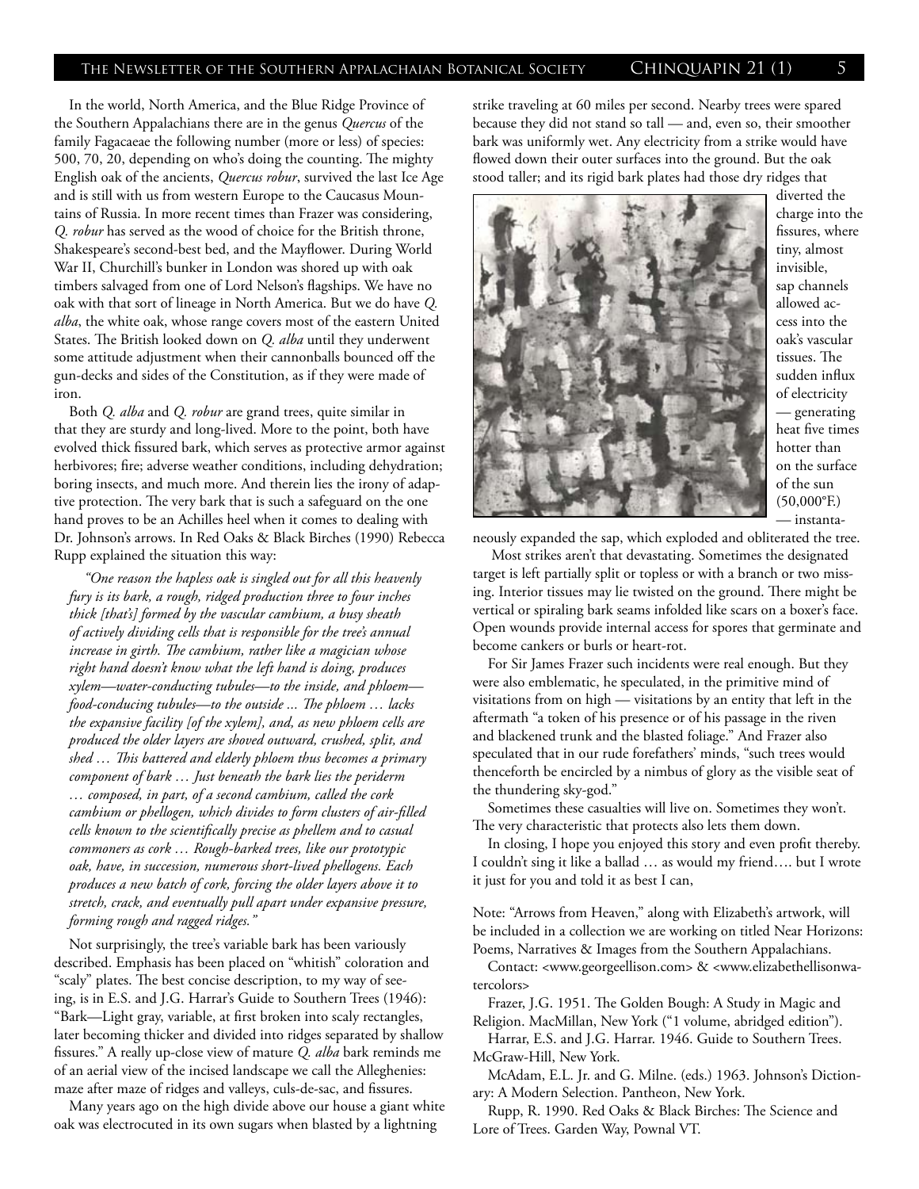In the world, North America, and the Blue Ridge Province of the Southern Appalachians there are in the genus *Quercus* of the family Fagacaeae the following number (more or less) of species: 500, 70, 20, depending on who's doing the counting. The mighty English oak of the ancients, *Quercus robur*, survived the last Ice Age and is still with us from western Europe to the Caucasus Mountains of Russia. In more recent times than Frazer was considering, *Q. robur* has served as the wood of choice for the British throne, Shakespeare's second-best bed, and the Mayflower. During World War II, Churchill's bunker in London was shored up with oak timbers salvaged from one of Lord Nelson's flagships. We have no oak with that sort of lineage in North America. But we do have *Q. alba*, the white oak, whose range covers most of the eastern United States. The British looked down on *Q. alba* until they underwent some attitude adjustment when their cannonballs bounced off the gun-decks and sides of the Constitution, as if they were made of iron.

Both *Q. alba* and *Q. robur* are grand trees, quite similar in that they are sturdy and long-lived. More to the point, both have evolved thick fissured bark, which serves as protective armor against herbivores; fire; adverse weather conditions, including dehydration; boring insects, and much more. And therein lies the irony of adaptive protection. The very bark that is such a safeguard on the one hand proves to be an Achilles heel when it comes to dealing with Dr. Johnson's arrows. In Red Oaks & Black Birches (1990) Rebecca Rupp explained the situation this way:

> *"One reason the hapless oak is singled out for all this heavenly fury is its bark, a rough, ridged production three to four inches thick [that's] formed by the vascular cambium, a busy sheath of actively dividing cells that is responsible for the tree's annual increase in girth. The cambium, rather like a magician whose right hand doesn't know what the left hand is doing, produces xylem—water-conducting tubules—to the inside, and phloem—food-conducing tubules—to the outside ... The phloem … lacks the expansive facility [of the xylem], and, as new phloem cells are produced the older layers are shoved outward, crushed, split, and shed … This battered and elderly phloem thus becomes a primary component of bark … Just beneath the bark lies the periderm … composed, in part, of a second cambium, called the cork cambium or phellogen, which divides to form clusters of air-filled cells known to the scientifically precise as phellem and to casual commoners as cork … Rough-barked trees, like our prototypic oak, have, in succession, numerous short-lived phellogens. Each produces a new batch of cork, forcing the older layers above it to stretch, crack, and eventually pull apart under expansive pressure, forming rough and ragged ridges."*

Not surprisingly, the tree's variable bark has been variously described. Emphasis has been placed on "whitish" coloration and "scaly" plates. The best concise description, to my way of seeing, is in E.S. and J.G. Harrar's Guide to Southern Trees (1946): "Bark—Light gray, variable, at first broken into scaly rectangles, later becoming thicker and divided into ridges separated by shallow fissures." A really up-close view of mature *Q. alba* bark reminds me of an aerial view of the incised landscape we call the Alleghenies: maze after maze of ridges and valleys, culs-de-sac, and fissures.

Many years ago on the high divide above our house a giant white oak was electrocuted in its own sugars when blasted by a lightning strike traveling at 60 miles per second. Nearby trees were spared because they did not stand so tall — and, even so, their smoother bark was uniformly wet. Any electricity from a strike would have flowed down their outer surfaces into the ground. But the oak stood taller; and its rigid bark plates had those dry ridges that diverted the charge into the fissures, where tiny, almost invisible, sap channels allowed access into the oak's vascular tissues. The sudden influx of electricity — generating heat five times hotter than on the surface of the sun (50,000°F.) — instantaneously expanded the sap, which exploded and obliterated the tree.

Most strikes aren't that devastating. Sometimes the designated target is left partially split or topless or with a branch or two missing. Interior tissues may lie twisted on the ground. There might be vertical or spiraling bark seams infolded like scars on a boxer's face. Open wounds provide internal access for spores that germinate and become cankers or burls or heart-rot.

For Sir James Frazer such incidents were real enough. But they were also emblematic, he speculated, in the primitive mind of visitations from on high — visitations by an entity that left in the aftermath "a token of his presence or of his passage in the riven and blackened trunk and the blasted foliage." And Frazer also speculated that in our rude forefathers' minds, "such trees would thenceforth be encircled by a nimbus of glory as the visible seat of the thundering sky-god."

Sometimes these casualties will live on. Sometimes they won't. The very characteristic that protects also lets them down.

In closing, I hope you enjoyed this story and even profit thereby. I couldn't sing it like a ballad … as would my friend…. but I wrote it just for you and told it as best I can,

Note: "Arrows from Heaven," along with Elizabeth's artwork, will be included in a collection we are working on titled Near Horizons: Poems, Narratives & Images from the Southern Appalachians.

Contact: <www.georgeellison.com> & <www.elizabethellisonwatercolors>

Frazer, J.G. 1951. The Golden Bough: A Study in Magic and Religion. MacMillan, New York ("1 volume, abridged edition").

Harrar, E.S. and J.G. Harrar. 1946. Guide to Southern Trees. McGraw-Hill, New York.

McAdam, E.L. Jr. and G. Milne. (eds.) 1963. Johnson's Dictionary: A Modern Selection. Pantheon, New York.

Rupp, R. 1990. Red Oaks & Black Birches: The Science and Lore of Trees. Garden Way, Pownal VT.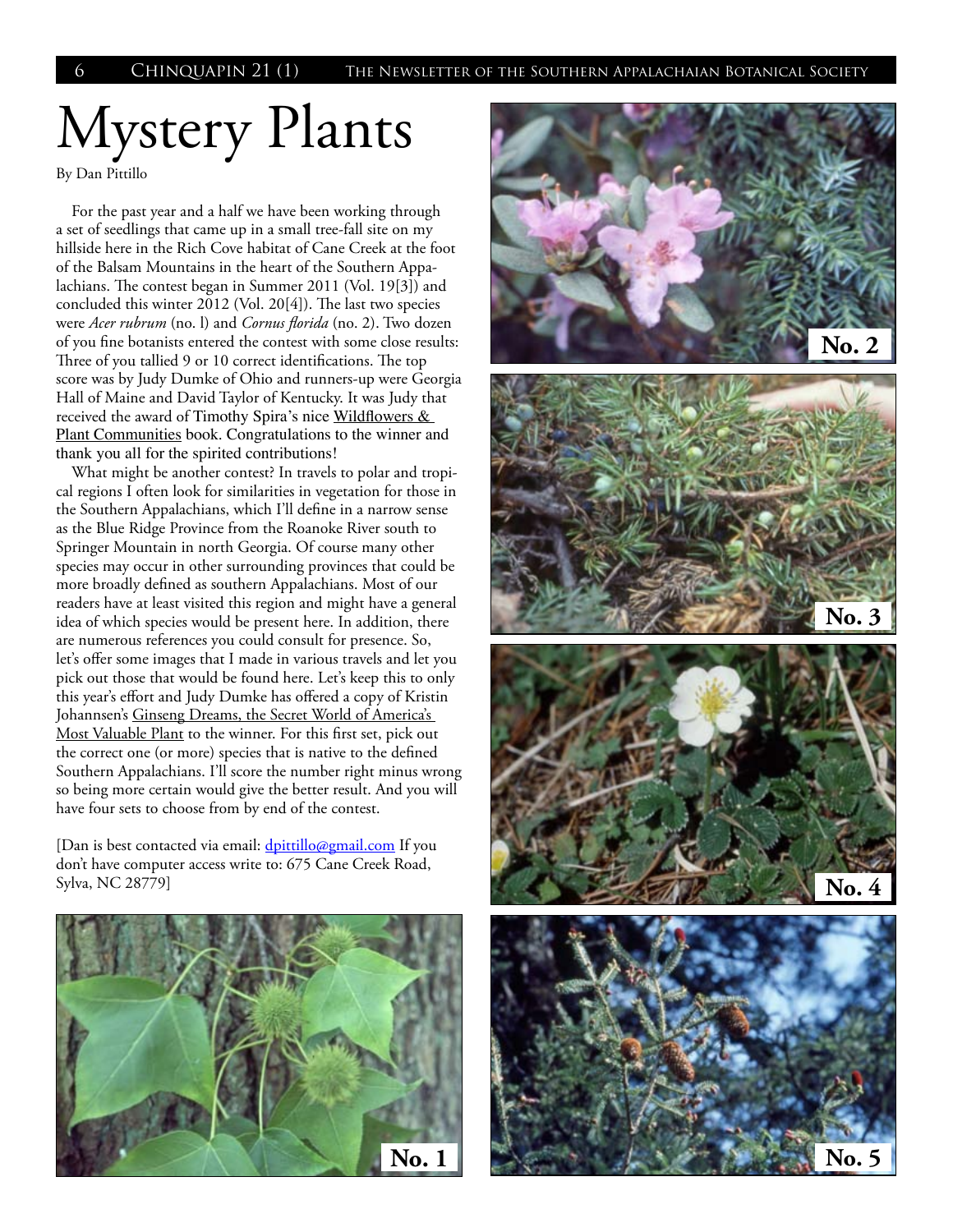// Mystery Plants

By Dan Pittillo

For the past year and a half we have been working through a set of seedlings that came up in a small tree-fall site on my hillside here in the Rich Cove habitat of Cane Creek at the foot of the Balsam Mountains in the heart of the Southern Appalachians. The contest began in Summer 2011 (Vol. 19[3]) and concluded this winter 2012 (Vol. 20[4]). The last two species were *Acer rubrum* (no. l) and *Cornus florida* (no. 2). Two dozen of you fine botanists entered the contest with some close results: Three of you tallied 9 or 10 correct identifications. The top score was by Judy Dumke of Ohio and runners-up were Georgia Hall of Maine and David Taylor of Kentucky. It was Judy that received the award of Timothy Spira's nice Wildflowers & Plant Communities book. Congratulations to the winner and thank you all for the spirited contributions!

What might be another contest? In travels to polar and tropical regions I often look for similarities in vegetation for those in the Southern Appalachians, which I'll define in a narrow sense as the Blue Ridge Province from the Roanoke River south to Springer Mountain in north Georgia. Of course many other species may occur in other surrounding provinces that could be more broadly defined as southern Appalachians. Most of our readers have at least visited this region and might have a general idea of which species would be present here. In addition, there are numerous references you could consult for presence. So, let's offer some images that I made in various travels and let you pick out those that would be found here. Let's keep this to only this year's effort and Judy Dumke has offered a copy of Kristin Johannsen's Ginseng Dreams, the Secret World of America's Most Valuable Plant to the winner. For this first set, pick out the correct one (or more) species that is native to the defined Southern Appalachians. I'll score the number right minus wrong so being more certain would give the better result. And you will have four sets to choose from by end of the contest.

[Dan is best contacted via email: dpittillo@gmail.com If you don't have computer access write to: 675 Cane Creek Road, Sylva, NC 28779]

No. 1

No. 2

No. 3

No. 4

No. 5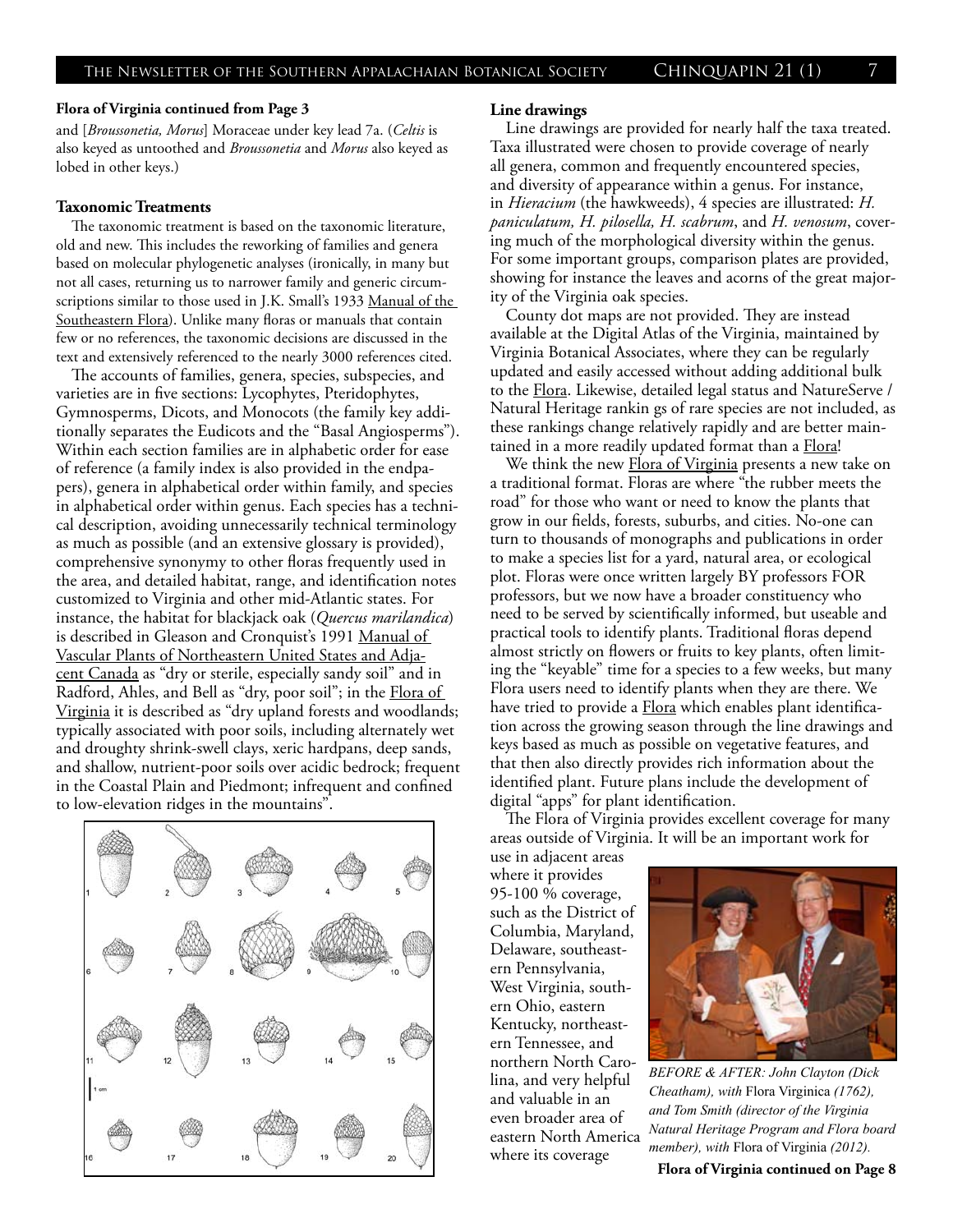**Flora of Virginia continued from Page 3**

and [*Broussonetia, Morus*] Moraceae under key lead 7a. (*Celtis* is also keyed as untoothed and *Broussonetia* and *Morus* also keyed as lobed in other keys.)

**Taxonomic Treatments**

The taxonomic treatment is based on the taxonomic literature, old and new. This includes the reworking of families and genera based on molecular phylogenetic analyses (ironically, in many but not all cases, returning us to narrower family and generic circumscriptions similar to those used in J.K. Small's 1933 Manual of the Southeastern Flora). Unlike many floras or manuals that contain few or no references, the taxonomic decisions are discussed in the text and extensively referenced to the nearly 3000 references cited.

The accounts of families, genera, species, subspecies, and varieties are in five sections: Lycophytes, Pteridophytes, Gymnosperms, Dicots, and Monocots (the family key additionally separates the Eudicots and the "Basal Angiosperms"). Within each section families are in alphabetic order for ease of reference (a family index is also provided in the endpapers), genera in alphabetical order within family, and species in alphabetical order within genus. Each species has a technical description, avoiding unnecessarily technical terminology as much as possible (and an extensive glossary is provided), comprehensive synonymy to other floras frequently used in the area, and detailed habitat, range, and identification notes customized to Virginia and other mid-Atlantic states. For instance, the habitat for blackjack oak (*Quercus marilandica*) is described in Gleason and Cronquist's 1991 Manual of Vascular Plants of Northeastern United States and Adjacent Canada as "dry or sterile, especially sandy soil" and in Radford, Ahles, and Bell as "dry, poor soil"; in the Flora of Virginia it is described as "dry upland forests and woodlands; typically associated with poor soils, including alternately wet and droughty shrink-swell clays, xeric hardpans, deep sands, and shallow, nutrient-poor soils over acidic bedrock; frequent in the Coastal Plain and Piedmont; infrequent and confined to low-elevation ridges in the mountains".

**Line drawings**

Line drawings are provided for nearly half the taxa treated. Taxa illustrated were chosen to provide coverage of nearly all genera, common and frequently encountered species, and diversity of appearance within a genus. For instance, in *Hieracium* (the hawkweeds), 4 species are illustrated: *H. paniculatum, H. pilosella, H. scabrum*, and *H. venosum*, covering much of the morphological diversity within the genus. For some important groups, comparison plates are provided, showing for instance the leaves and acorns of the great majority of the Virginia oak species.

County dot maps are not provided. They are instead available at the Digital Atlas of the Virginia, maintained by Virginia Botanical Associates, where they can be regularly updated and easily accessed without adding additional bulk to the Flora. Likewise, detailed legal status and NatureServe / Natural Heritage rankin gs of rare species are not included, as these rankings change relatively rapidly and are better maintained in a more readily updated format than a Flora!

We think the new Flora of Virginia presents a new take on a traditional format. Floras are where "the rubber meets the road" for those who want or need to know the plants that grow in our fields, forests, suburbs, and cities. No-one can turn to thousands of monographs and publications in order to make a species list for a yard, natural area, or ecological plot. Floras were once written largely BY professors FOR professors, but we now have a broader constituency who need to be served by scientifically informed, but useable and practical tools to identify plants. Traditional floras depend almost strictly on flowers or fruits to key plants, often limiting the "keyable" time for a species to a few weeks, but many Flora users need to identify plants when they are there. We have tried to provide a Flora which enables plant identification across the growing season through the line drawings and keys based as much as possible on vegetative features, and that then also directly provides rich information about the identified plant. Future plans include the development of digital "apps" for plant identification.

The Flora of Virginia provides excellent coverage for many areas outside of Virginia. It will be an important work for use in adjacent areas where it provides 95-100 % coverage, such as the District of Columbia, Maryland, Delaware, southeastern Pennsylvania, West Virginia, southern Ohio, eastern Kentucky, northeastern Tennessee, and northern North Carolina, and very helpful and valuable in an even broader area of eastern North America where its coverage

*BEFORE & AFTER: John Clayton (Dick Cheatham), with* Flora Virginica *(1762), and Tom Smith (director of the Virginia Natural Heritage Program and Flora board member), with* Flora of Virginia *(2012).*

**Flora of Virginia continued on Page 8**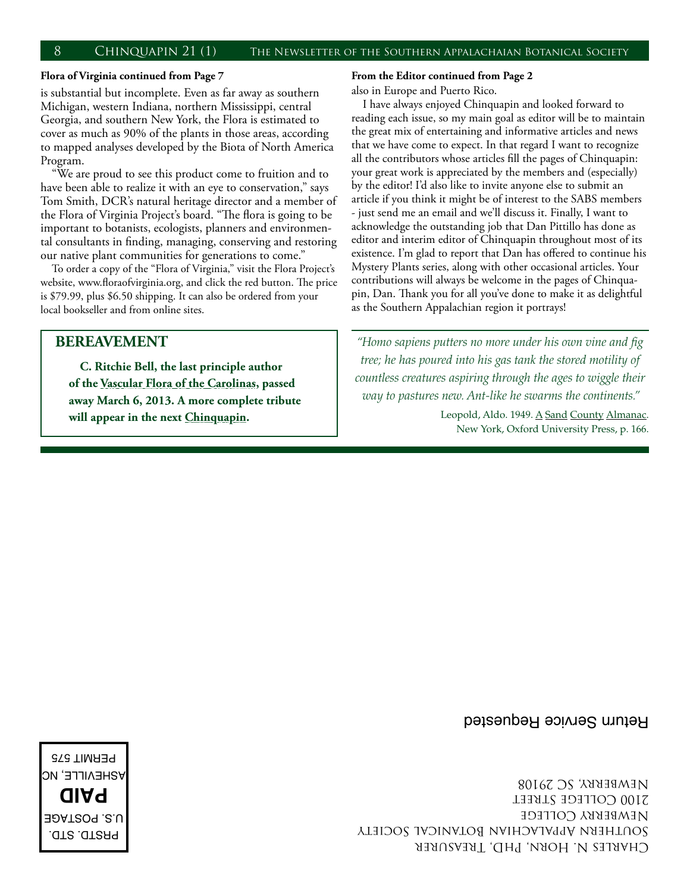**Flora of Virginia continued from Page 7**

is substantial but incomplete. Even as far away as southern Michigan, western Indiana, northern Mississippi, central Georgia, and southern New York, the Flora is estimated to cover as much as 90% of the plants in those areas, according to mapped analyses developed by the Biota of North America Program.

"We are proud to see this product come to fruition and to have been able to realize it with an eye to conservation," says Tom Smith, DCR's natural heritage director and a member of the Flora of Virginia Project's board. "The flora is going to be important to botanists, ecologists, planners and environmental consultants in finding, managing, conserving and restoring our native plant communities for generations to come."

To order a copy of the "Flora of Virginia," visit the Flora Project's website, www.floraofvirginia.org, and click the red button. The price is $79.99, plus $6.50 shipping. It can also be ordered from your local bookseller and from online sites.

## BEREAVEMENT

**C. Ritchie Bell, the last principle author of the Vascular Flora of the Carolinas, passed away March 6, 2013. A more complete tribute will appear in the next Chinquapin.**

**From the Editor continued from Page 2**

also in Europe and Puerto Rico.

I have always enjoyed Chinquapin and looked forward to reading each issue, so my main goal as editor will be to maintain the great mix of entertaining and informative articles and news that we have come to expect. In that regard I want to recognize all the contributors whose articles fill the pages of Chinquapin: your great work is appreciated by the members and (especially) by the editor! I'd also like to invite anyone else to submit an article if you think it might be of interest to the SABS members - just send me an email and we'll discuss it. Finally, I want to acknowledge the outstanding job that Dan Pittillo has done as editor and interim editor of Chinquapin throughout most of its existence. I'm glad to report that Dan has offered to continue his Mystery Plants series, along with other occasional articles. Your contributions will always be welcome in the pages of Chinquapin, Dan. Thank you for all you've done to make it as delightful as the Southern Appalachian region it portrays!

*"Homo sapiens putters no more under his own vine and fig tree; he has poured into his gas tank the stored motility of countless creatures aspiring through the ages to wiggle their way to pastures new. Ant-like he swarms the continents."*

Leopold, Aldo. 1949. A Sand County Almanac. New York, Oxford University Press, p. 166.

Return Service Requested

Charles N. Horn, PhD, Treasurer
Southern Appalachian Botanical Society
Newberry College
2100 College Street
Newberry, SC 29108

PRSTD. STD.
U.S. POSTAGE
**PAID**
ASHEVILLE, NC
PERMIT 575